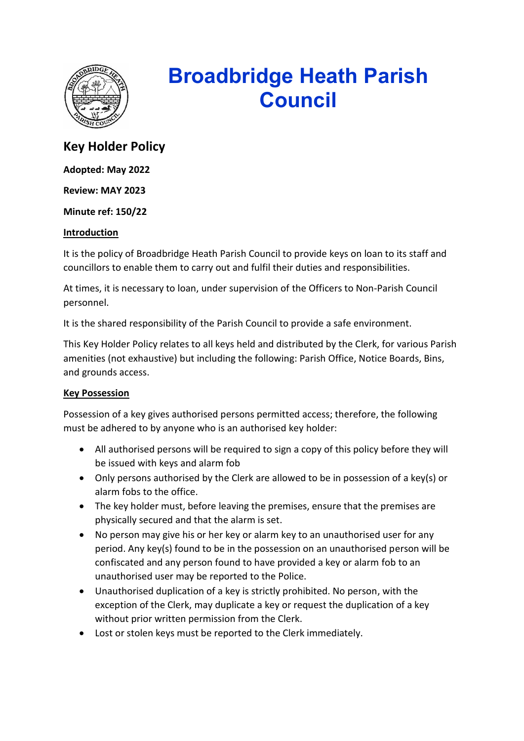# Broadbridge Heath Parish Council

## Key Holder Policy

**Adopted: May 2022**

**Review: MAY 2023**

**Minute ref: 150/22**

### Introduction

It is the policy of Broadbridge Heath Parish Council to provide keys on loan to its staff and councillors to enable them to carry out and fulfil their duties and responsibilities.

At times, it is necessary to loan, under supervision of the Officers to Non-Parish Council personnel.

It is the shared responsibility of the Parish Council to provide a safe environment.

This Key Holder Policy relates to all keys held and distributed by the Clerk, for various Parish amenities (not exhaustive) but including the following: Parish Office, Notice Boards, Bins, and grounds access.

### Key Possession

Possession of a key gives authorised persons permitted access; therefore, the following must be adhered to by anyone who is an authorised key holder:

- All authorised persons will be required to sign a copy of this policy before they will be issued with keys and alarm fob
- Only persons authorised by the Clerk are allowed to be in possession of a key(s) or alarm fobs to the office.
- The key holder must, before leaving the premises, ensure that the premises are physically secured and that the alarm is set.
- No person may give his or her key or alarm key to an unauthorised user for any period. Any key(s) found to be in the possession on an unauthorised person will be confiscated and any person found to have provided a key or alarm fob to an unauthorised user may be reported to the Police.
- Unauthorised duplication of a key is strictly prohibited. No person, with the exception of the Clerk, may duplicate a key or request the duplication of a key without prior written permission from the Clerk.
- Lost or stolen keys must be reported to the Clerk immediately.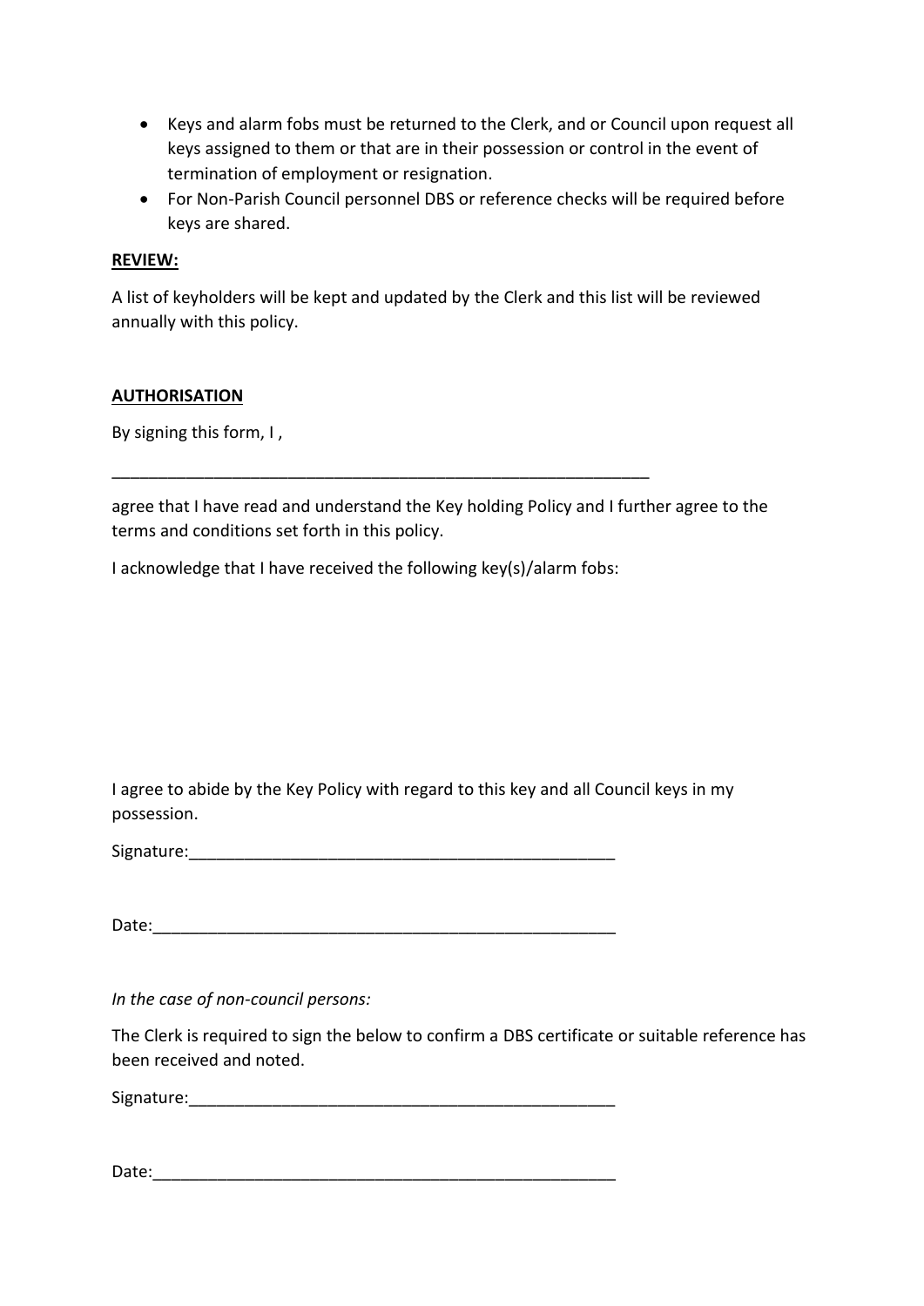- Keys and alarm fobs must be returned to the Clerk, and or Council upon request all keys assigned to them or that are in their possession or control in the event of termination of employment or resignation.
- For Non-Parish Council personnel DBS or reference checks will be required before keys are shared.

**REVIEW:**

A list of keyholders will be kept and updated by the Clerk and this list will be reviewed annually with this policy.

**AUTHORISATION**

By signing this form, I ,

____________________________________________________________

agree that I have read and understand the Key holding Policy and I further agree to the terms and conditions set forth in this policy.

I acknowledge that I have received the following key(s)/alarm fobs:

I agree to abide by the Key Policy with regard to this key and all Council keys in my possession.

Signature:_________________________________________________

Date:_____________________________________________________

*In the case of non-council persons:*

The Clerk is required to sign the below to confirm a DBS certificate or suitable reference has been received and noted.

Signature:_________________________________________________

Date:_____________________________________________________